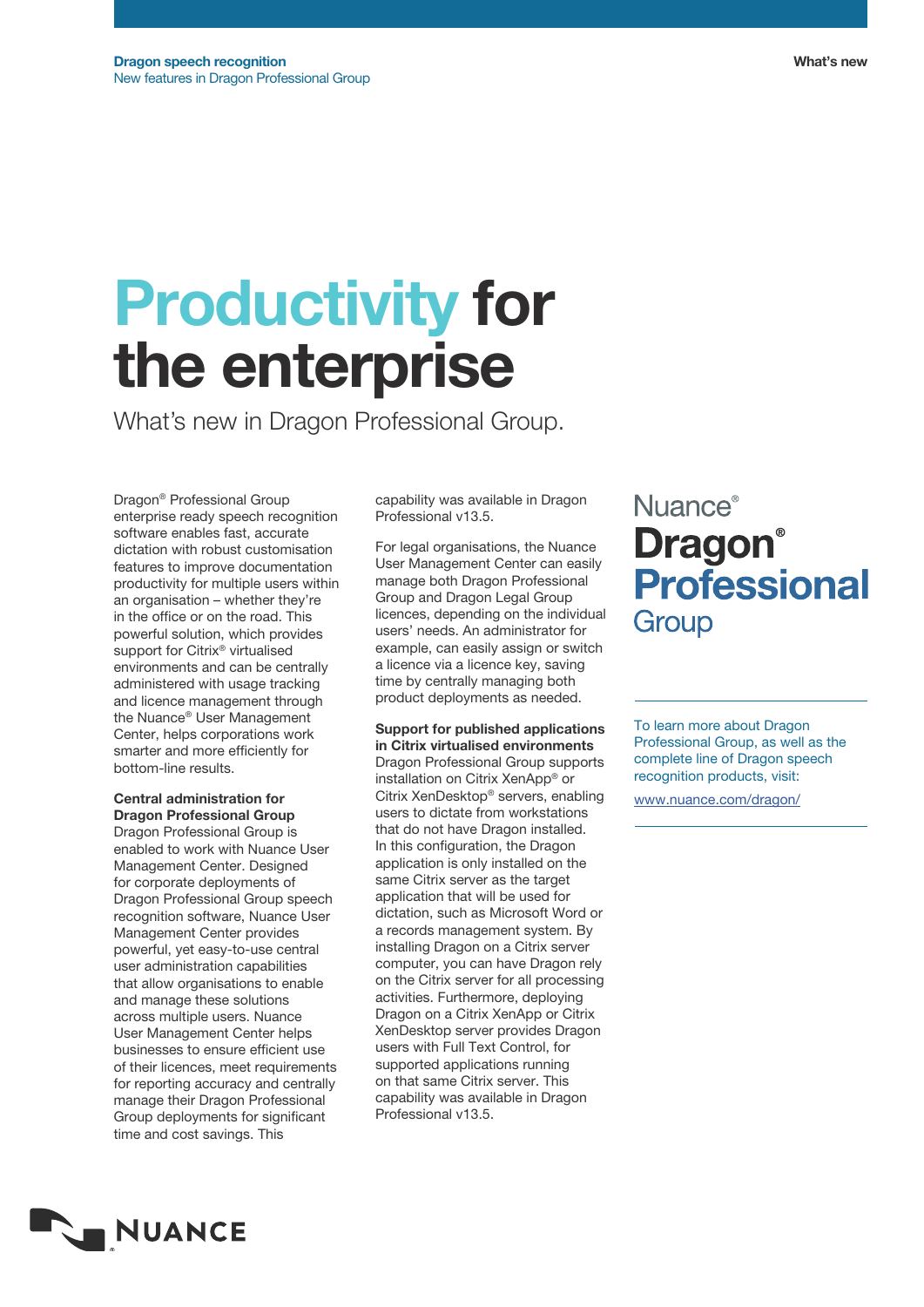Dragon speech recognition
New features in Dragon Professional Group

What's new

# Productivity for the enterprise

What's new in Dragon Professional Group.

Dragon® Professional Group enterprise ready speech recognition software enables fast, accurate dictation with robust customisation features to improve documentation productivity for multiple users within an organisation – whether they're in the office or on the road. This powerful solution, which provides support for Citrix® virtualised environments and can be centrally administered with usage tracking and licence management through the Nuance® User Management Center, helps corporations work smarter and more efficiently for bottom-line results.

**Central administration for Dragon Professional Group**

Dragon Professional Group is enabled to work with Nuance User Management Center. Designed for corporate deployments of Dragon Professional Group speech recognition software, Nuance User Management Center provides powerful, yet easy-to-use central user administration capabilities that allow organisations to enable and manage these solutions across multiple users. Nuance User Management Center helps businesses to ensure efficient use of their licences, meet requirements for reporting accuracy and centrally manage their Dragon Professional Group deployments for significant time and cost savings. This capability was available in Dragon Professional v13.5.

For legal organisations, the Nuance User Management Center can easily manage both Dragon Professional Group and Dragon Legal Group licences, depending on the individual users' needs. An administrator for example, can easily assign or switch a licence via a licence key, saving time by centrally managing both product deployments as needed.

**Support for published applications in Citrix virtualised environments**

Dragon Professional Group supports installation on Citrix XenApp® or Citrix XenDesktop® servers, enabling users to dictate from workstations that do not have Dragon installed. In this configuration, the Dragon application is only installed on the same Citrix server as the target application that will be used for dictation, such as Microsoft Word or a records management system. By installing Dragon on a Citrix server computer, you can have Dragon rely on the Citrix server for all processing activities. Furthermore, deploying Dragon on a Citrix XenApp or Citrix XenDesktop server provides Dragon users with Full Text Control, for supported applications running on that same Citrix server. This capability was available in Dragon Professional v13.5.

Nuance® Dragon® Professional Group

To learn more about Dragon Professional Group, as well as the complete line of Dragon speech recognition products, visit:

www.nuance.com/dragon/

NUANCE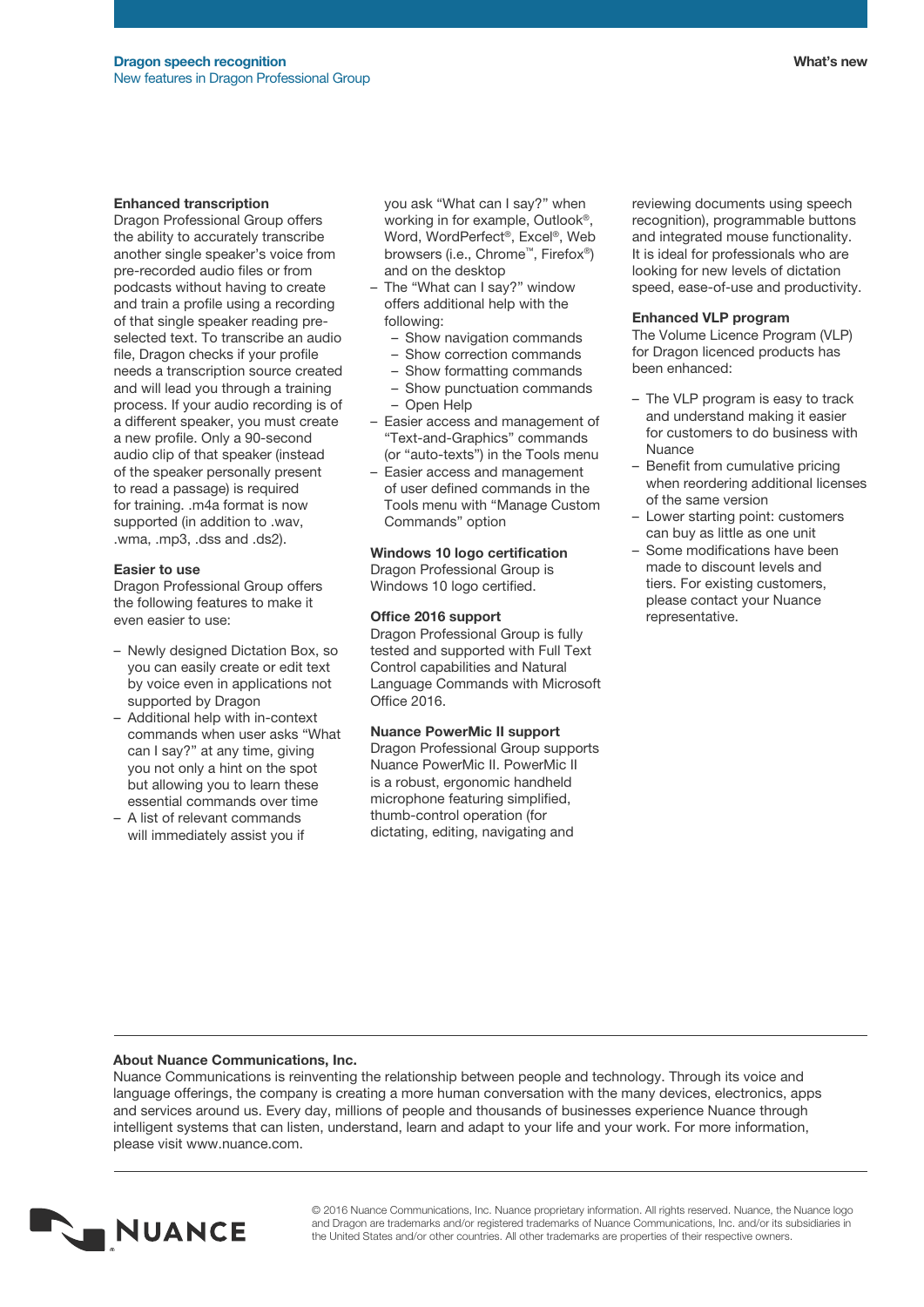### Enhanced transcription

Dragon Professional Group offers the ability to accurately transcribe another single speaker's voice from pre-recorded audio files or from podcasts without having to create and train a profile using a recording of that single speaker reading pre-selected text. To transcribe an audio file, Dragon checks if your profile needs a transcription source created and will lead you through a training process. If your audio recording is of a different speaker, you must create a new profile. Only a 90-second audio clip of that speaker (instead of the speaker personally present to read a passage) is required for training. .m4a format is now supported (in addition to .wav, .wma, .mp3, .dss and .ds2).

### Easier to use

Dragon Professional Group offers the following features to make it even easier to use:

- Newly designed Dictation Box, so you can easily create or edit text by voice even in applications not supported by Dragon
- Additional help with in-context commands when user asks "What can I say?" at any time, giving you not only a hint on the spot but allowing you to learn these essential commands over time
- A list of relevant commands will immediately assist you if you ask "What can I say?" when working in for example, Outlook®, Word, WordPerfect®, Excel®, Web browsers (i.e., Chrome™, Firefox®) and on the desktop
- The "What can I say?" window offers additional help with the following:
  - Show navigation commands
  - Show correction commands
  - Show formatting commands
  - Show punctuation commands
  - Open Help
- Easier access and management of "Text-and-Graphics" commands (or "auto-texts") in the Tools menu
- Easier access and management of user defined commands in the Tools menu with "Manage Custom Commands" option

### Windows 10 logo certification

Dragon Professional Group is Windows 10 logo certified.

### Office 2016 support

Dragon Professional Group is fully tested and supported with Full Text Control capabilities and Natural Language Commands with Microsoft Office 2016.

### Nuance PowerMic II support

Dragon Professional Group supports Nuance PowerMic II. PowerMic II is a robust, ergonomic handheld microphone featuring simplified, thumb-control operation (for dictating, editing, navigating and reviewing documents using speech recognition), programmable buttons and integrated mouse functionality. It is ideal for professionals who are looking for new levels of dictation speed, ease-of-use and productivity.

### Enhanced VLP program

The Volume Licence Program (VLP) for Dragon licenced products has been enhanced:

- The VLP program is easy to track and understand making it easier for customers to do business with Nuance
- Benefit from cumulative pricing when reordering additional licenses of the same version
- Lower starting point: customers can buy as little as one unit
- Some modifications have been made to discount levels and tiers. For existing customers, please contact your Nuance representative.

---

**About Nuance Communications, Inc.**

Nuance Communications is reinventing the relationship between people and technology. Through its voice and language offerings, the company is creating a more human conversation with the many devices, electronics, apps and services around us. Every day, millions of people and thousands of businesses experience Nuance through intelligent systems that can listen, understand, learn and adapt to your life and your work. For more information, please visit www.nuance.com.

---

NUANCE

© 2016 Nuance Communications, Inc. Nuance proprietary information. All rights reserved. Nuance, the Nuance logo and Dragon are trademarks and/or registered trademarks of Nuance Communications, Inc. and/or its subsidiaries in the United States and/or other countries. All other trademarks are properties of their respective owners.